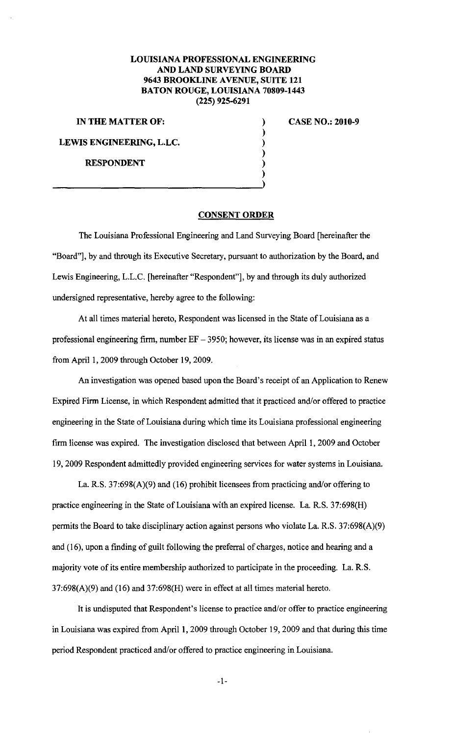**LOUISIANA PROFESSIONAL ENGINEERING AND LAND SURVEYING BOARD**
**9643 BROOKLINE AVENUE, SUITE 121**
**BATON ROUGE, LOUISIANA 70809-1443**
**(225) 925-6291**

**IN THE MATTER OF:**

**LEWIS ENGINEERING, L.L.C.**

**RESPONDENT**

**CASE NO.: 2010-9**

## CONSENT ORDER

The Louisiana Professional Engineering and Land Surveying Board [hereinafter the "Board"], by and through its Executive Secretary, pursuant to authorization by the Board, and Lewis Engineering, L.L.C. [hereinafter "Respondent"], by and through its duly authorized undersigned representative, hereby agree to the following:

At all times material hereto, Respondent was licensed in the State of Louisiana as a professional engineering firm, number EF – 3950; however, its license was in an expired status from April 1, 2009 through October 19, 2009.

An investigation was opened based upon the Board's receipt of an Application to Renew Expired Firm License, in which Respondent admitted that it practiced and/or offered to practice engineering in the State of Louisiana during which time its Louisiana professional engineering firm license was expired. The investigation disclosed that between April 1, 2009 and October 19, 2009 Respondent admittedly provided engineering services for water systems in Louisiana.

La. R.S. 37:698(A)(9) and (16) prohibit licensees from practicing and/or offering to practice engineering in the State of Louisiana with an expired license. La. R.S. 37:698(H) permits the Board to take disciplinary action against persons who violate La. R.S. 37:698(A)(9) and (16), upon a finding of guilt following the preferral of charges, notice and hearing and a majority vote of its entire membership authorized to participate in the proceeding. La. R.S. 37:698(A)(9) and (16) and 37:698(H) were in effect at all times material hereto.

It is undisputed that Respondent's license to practice and/or offer to practice engineering in Louisiana was expired from April 1, 2009 through October 19, 2009 and that during this time period Respondent practiced and/or offered to practice engineering in Louisiana.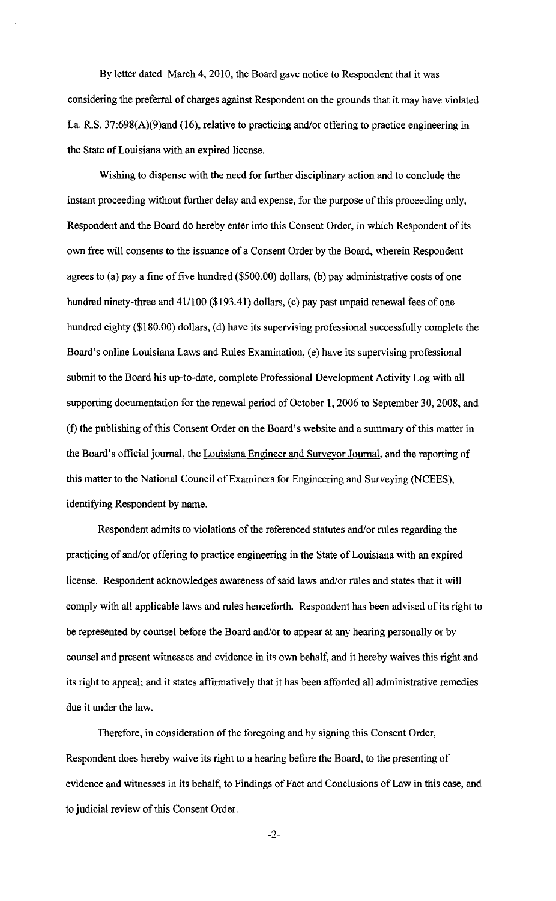By letter dated March 4, 2010, the Board gave notice to Respondent that it was considering the preferral of charges against Respondent on the grounds that it may have violated La. R.S. 37:698(A)(9)and (16), relative to practicing and/or offering to practice engineering in the State of Louisiana with an expired license.

Wishing to dispense with the need for further disciplinary action and to conclude the instant proceeding without further delay and expense, for the purpose of this proceeding only, Respondent and the Board do hereby enter into this Consent Order, in which Respondent of its own free will consents to the issuance of a Consent Order by the Board, wherein Respondent agrees to (a) pay a fine of five hundred ($500.00) dollars, (b) pay administrative costs of one hundred ninety-three and 41/100 ($193.41) dollars, (c) pay past unpaid renewal fees of one hundred eighty ($180.00) dollars, (d) have its supervising professional successfully complete the Board's online Louisiana Laws and Rules Examination, (e) have its supervising professional submit to the Board his up-to-date, complete Professional Development Activity Log with all supporting documentation for the renewal period of October 1, 2006 to September 30, 2008, and (f) the publishing of this Consent Order on the Board's website and a summary of this matter in the Board's official journal, the Louisiana Engineer and Surveyor Journal, and the reporting of this matter to the National Council of Examiners for Engineering and Surveying (NCEES), identifying Respondent by name.

Respondent admits to violations of the referenced statutes and/or rules regarding the practicing of and/or offering to practice engineering in the State of Louisiana with an expired license. Respondent acknowledges awareness of said laws and/or rules and states that it will comply with all applicable laws and rules henceforth. Respondent has been advised of its right to be represented by counsel before the Board and/or to appear at any hearing personally or by counsel and present witnesses and evidence in its own behalf, and it hereby waives this right and its right to appeal; and it states affirmatively that it has been afforded all administrative remedies due it under the law.

Therefore, in consideration of the foregoing and by signing this Consent Order, Respondent does hereby waive its right to a hearing before the Board, to the presenting of evidence and witnesses in its behalf, to Findings of Fact and Conclusions of Law in this case, and to judicial review of this Consent Order.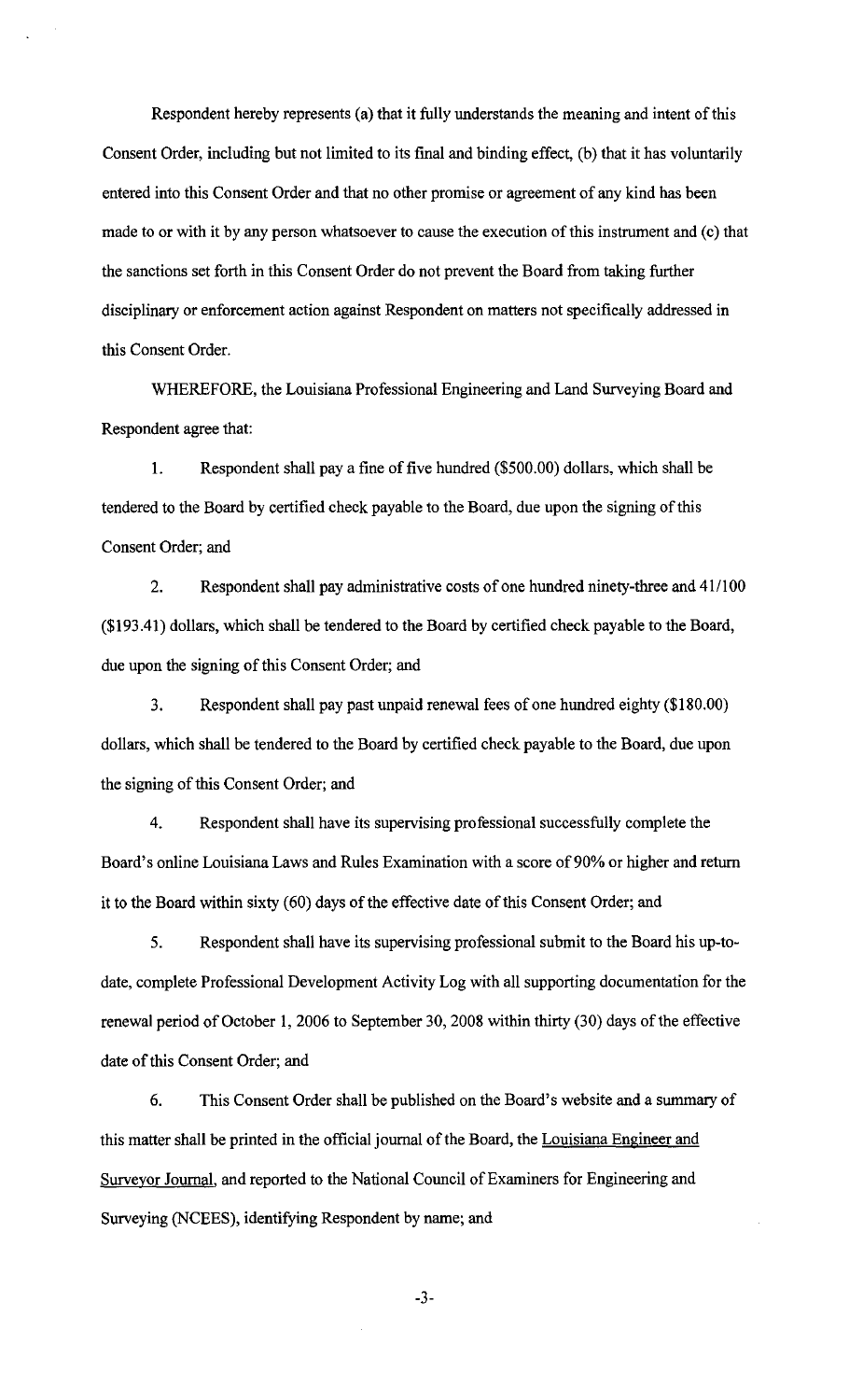Respondent hereby represents (a) that it fully understands the meaning and intent of this Consent Order, including but not limited to its final and binding effect, (b) that it has voluntarily entered into this Consent Order and that no other promise or agreement of any kind has been made to or with it by any person whatsoever to cause the execution of this instrument and (c) that the sanctions set forth in this Consent Order do not prevent the Board from taking further disciplinary or enforcement action against Respondent on matters not specifically addressed in this Consent Order.

WHEREFORE, the Louisiana Professional Engineering and Land Surveying Board and Respondent agree that:

1. Respondent shall pay a fine of five hundred ($500.00) dollars, which shall be tendered to the Board by certified check payable to the Board, due upon the signing of this Consent Order; and

2. Respondent shall pay administrative costs of one hundred ninety-three and 41/100 ($193.41) dollars, which shall be tendered to the Board by certified check payable to the Board, due upon the signing of this Consent Order; and

3. Respondent shall pay past unpaid renewal fees of one hundred eighty ($180.00) dollars, which shall be tendered to the Board by certified check payable to the Board, due upon the signing of this Consent Order; and

4. Respondent shall have its supervising professional successfully complete the Board's online Louisiana Laws and Rules Examination with a score of 90% or higher and return it to the Board within sixty (60) days of the effective date of this Consent Order; and

5. Respondent shall have its supervising professional submit to the Board his up-to-date, complete Professional Development Activity Log with all supporting documentation for the renewal period of October 1, 2006 to September 30, 2008 within thirty (30) days of the effective date of this Consent Order; and

6. This Consent Order shall be published on the Board's website and a summary of this matter shall be printed in the official journal of the Board, the Louisiana Engineer and Surveyor Journal, and reported to the National Council of Examiners for Engineering and Surveying (NCEES), identifying Respondent by name; and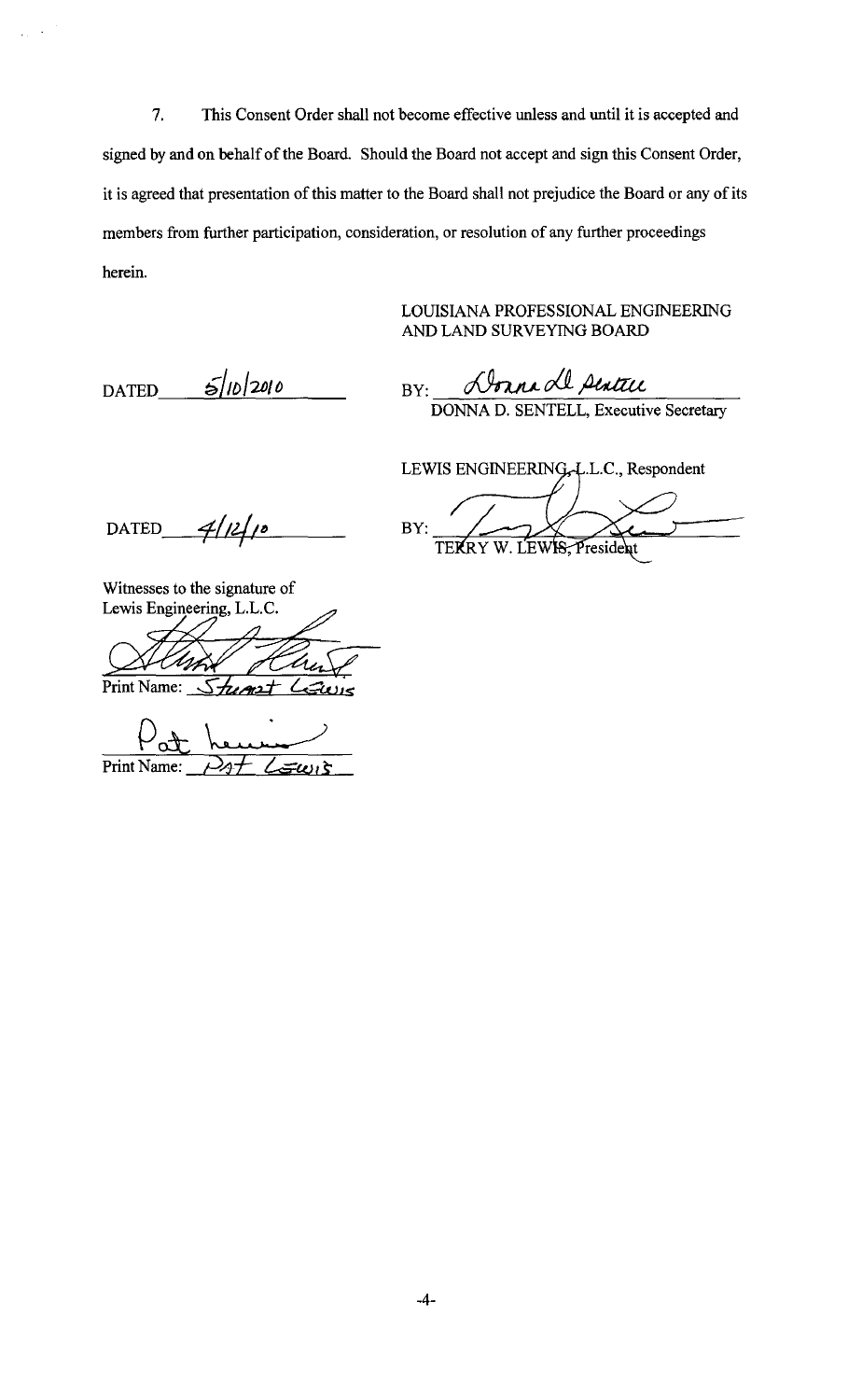7. This Consent Order shall not become effective unless and until it is accepted and signed by and on behalf of the Board. Should the Board not accept and sign this Consent Order, it is agreed that presentation of this matter to the Board shall not prejudice the Board or any of its members from further participation, consideration, or resolution of any further proceedings herein.

LOUISIANA PROFESSIONAL ENGINEERING AND LAND SURVEYING BOARD

DATED 5/10/2010

BY: Donna D. Sentell
DONNA D. SENTELL, Executive Secretary

LEWIS ENGINEERING, L.L.C., Respondent

DATED 4/12/10

BY: 
TERRY W. LEWIS, President

Witnesses to the signature of Lewis Engineering, L.L.C.

Print Name: Stuart Lewis

Pat Lewis
Print Name: Pat Lewis